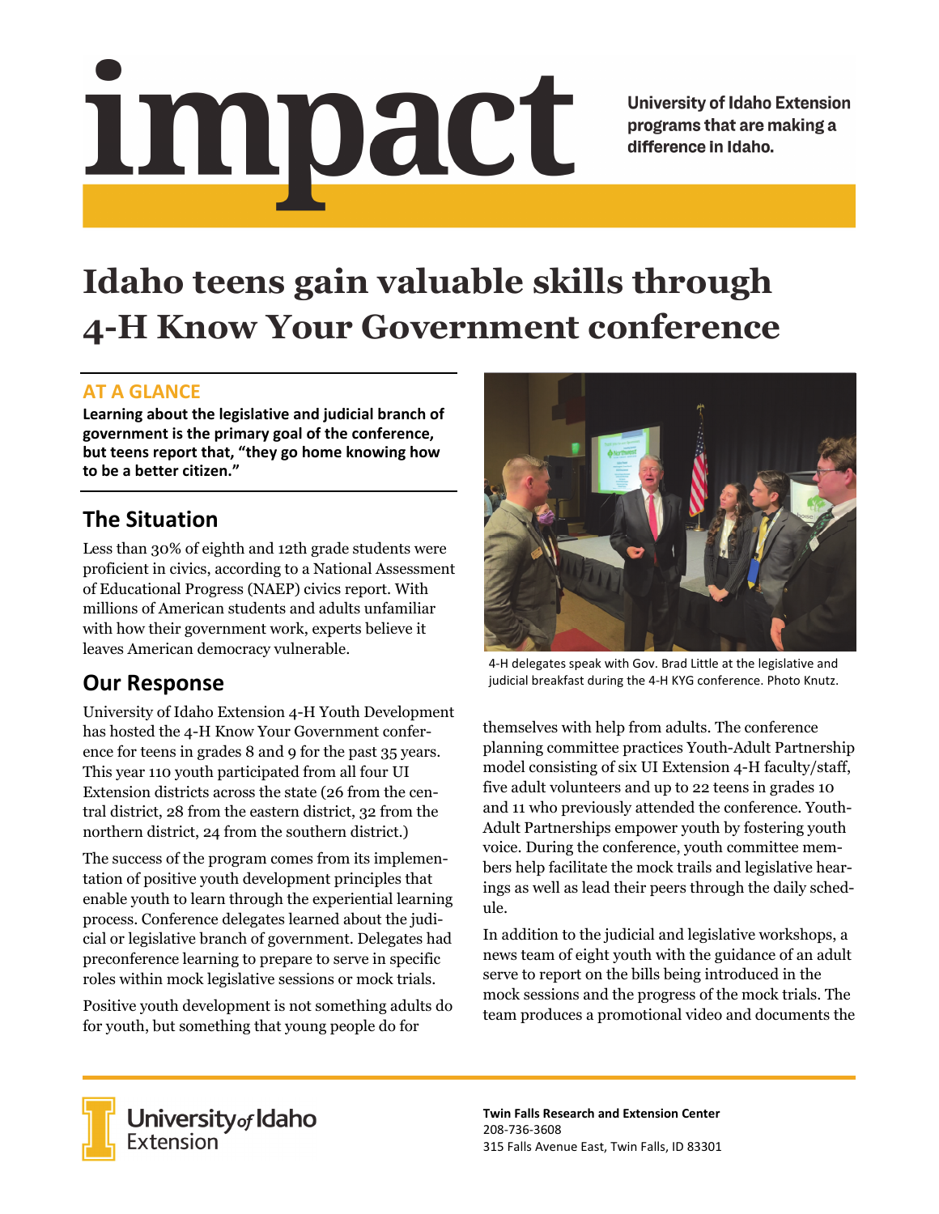# impact

University of Idaho Extension programs that are making a difference in Idaho.

# Idaho teens gain valuable skills through 4-H Know Your Government conference

## AT A GLANCE

**Learning about the legislative and judicial branch of government is the primary goal of the conference, but teens report that, "they go home knowing how to be a better citizen."**

## The Situation

Less than 30% of eighth and 12th grade students were proficient in civics, according to a National Assessment of Educational Progress (NAEP) civics report. With millions of American students and adults unfamiliar with how their government work, experts believe it leaves American democracy vulnerable.

## Our Response

University of Idaho Extension 4-H Youth Development has hosted the 4-H Know Your Government conference for teens in grades 8 and 9 for the past 35 years. This year 110 youth participated from all four UI Extension districts across the state (26 from the central district, 28 from the eastern district, 32 from the northern district, 24 from the southern district.)

The success of the program comes from its implementation of positive youth development principles that enable youth to learn through the experiential learning process. Conference delegates learned about the judicial or legislative branch of government. Delegates had preconference learning to prepare to serve in specific roles within mock legislative sessions or mock trials.

Positive youth development is not something adults do for youth, but something that young people do for themselves with help from adults. The conference planning committee practices Youth-Adult Partnership model consisting of six UI Extension 4-H faculty/staff, five adult volunteers and up to 22 teens in grades 10 and 11 who previously attended the conference. Youth-Adult Partnerships empower youth by fostering youth voice. During the conference, youth committee members help facilitate the mock trails and legislative hearings as well as lead their peers through the daily schedule.

4-H delegates speak with Gov. Brad Little at the legislative and judicial breakfast during the 4-H KYG conference. Photo Knutz.

In addition to the judicial and legislative workshops, a news team of eight youth with the guidance of an adult serve to report on the bills being introduced in the mock sessions and the progress of the mock trials. The team produces a promotional video and documents the

University of Idaho Extension

**Twin Falls Research and Extension Center**
208-736-3608
315 Falls Avenue East, Twin Falls, ID 83301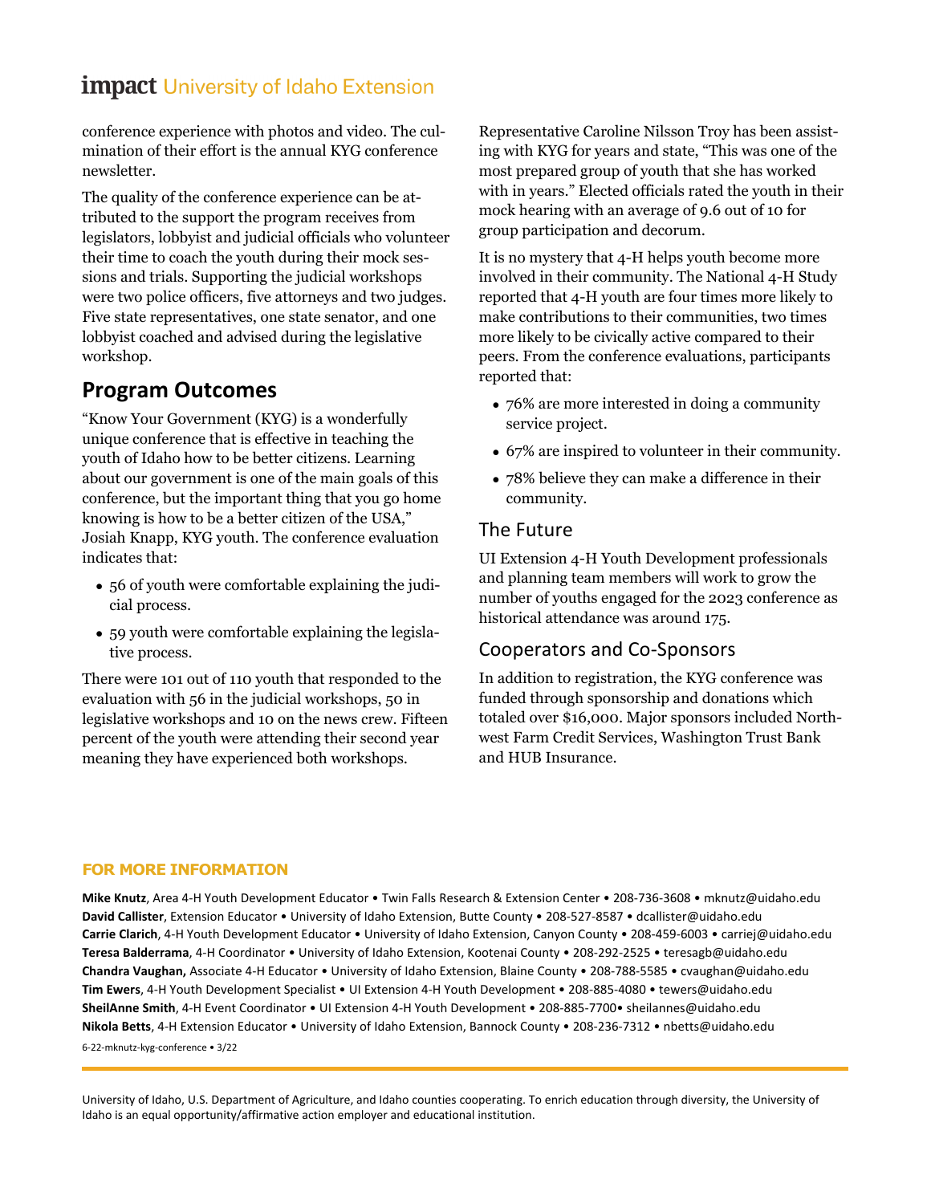conference experience with photos and video. The culmination of their effort is the annual KYG conference newsletter.

The quality of the conference experience can be attributed to the support the program receives from legislators, lobbyist and judicial officials who volunteer their time to coach the youth during their mock sessions and trials. Supporting the judicial workshops were two police officers, five attorneys and two judges. Five state representatives, one state senator, and one lobbyist coached and advised during the legislative workshop.

## Program Outcomes

"Know Your Government (KYG) is a wonderfully unique conference that is effective in teaching the youth of Idaho how to be better citizens. Learning about our government is one of the main goals of this conference, but the important thing that you go home knowing is how to be a better citizen of the USA," Josiah Knapp, KYG youth. The conference evaluation indicates that:

- 56 of youth were comfortable explaining the judicial process.
- 59 youth were comfortable explaining the legislative process.

There were 101 out of 110 youth that responded to the evaluation with 56 in the judicial workshops, 50 in legislative workshops and 10 on the news crew. Fifteen percent of the youth were attending their second year meaning they have experienced both workshops.

Representative Caroline Nilsson Troy has been assisting with KYG for years and state, "This was one of the most prepared group of youth that she has worked with in years." Elected officials rated the youth in their mock hearing with an average of 9.6 out of 10 for group participation and decorum.

It is no mystery that 4-H helps youth become more involved in their community. The National 4-H Study reported that 4-H youth are four times more likely to make contributions to their communities, two times more likely to be civically active compared to their peers. From the conference evaluations, participants reported that:

- 76% are more interested in doing a community service project.
- 67% are inspired to volunteer in their community.
- 78% believe they can make a difference in their community.

### The Future

UI Extension 4-H Youth Development professionals and planning team members will work to grow the number of youths engaged for the 2023 conference as historical attendance was around 175.

### Cooperators and Co-Sponsors

In addition to registration, the KYG conference was funded through sponsorship and donations which totaled over $16,000. Major sponsors included Northwest Farm Credit Services, Washington Trust Bank and HUB Insurance.

**FOR MORE INFORMATION**

**Mike Knutz**, Area 4-H Youth Development Educator • Twin Falls Research & Extension Center • 208-736-3608 • mknutz@uidaho.edu
**David Callister**, Extension Educator • University of Idaho Extension, Butte County • 208-527-8587 • dcallister@uidaho.edu
**Carrie Clarich**, 4-H Youth Development Educator • University of Idaho Extension, Canyon County • 208-459-6003 • carriej@uidaho.edu
**Teresa Balderrama**, 4-H Coordinator • University of Idaho Extension, Kootenai County • 208-292-2525 • teresagb@uidaho.edu
**Chandra Vaughan,** Associate 4-H Educator • University of Idaho Extension, Blaine County • 208-788-5585 • cvaughan@uidaho.edu
**Tim Ewers**, 4-H Youth Development Specialist • UI Extension 4-H Youth Development • 208-885-4080 • tewers@uidaho.edu
**SheilAnne Smith**, 4-H Event Coordinator • UI Extension 4-H Youth Development • 208-885-7700• sheilannes@uidaho.edu
**Nikola Betts**, 4-H Extension Educator • University of Idaho Extension, Bannock County • 208-236-7312 • nbetts@uidaho.edu

6-22-mknutz-kyg-conference • 3/22

University of Idaho, U.S. Department of Agriculture, and Idaho counties cooperating. To enrich education through diversity, the University of Idaho is an equal opportunity/affirmative action employer and educational institution.